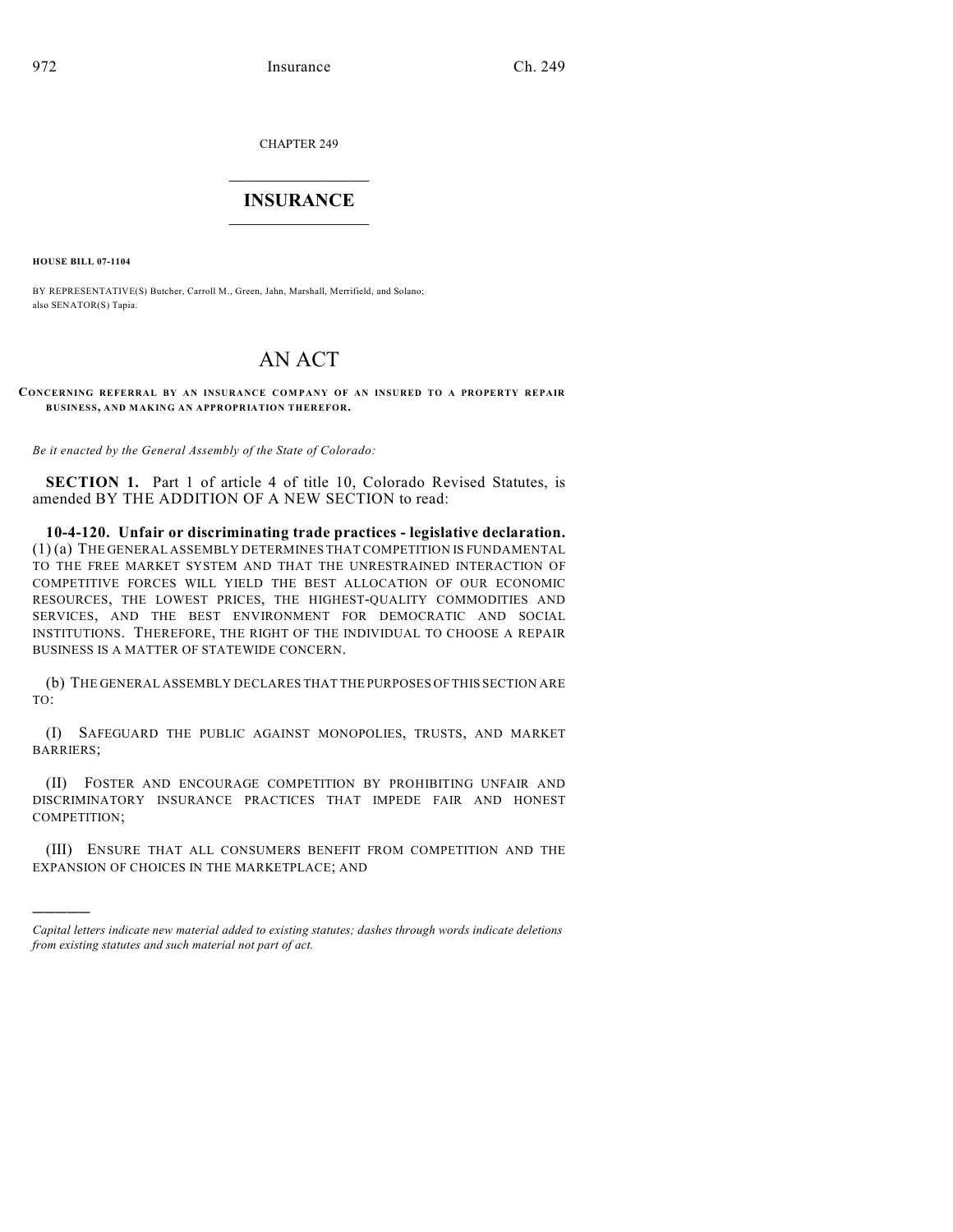CHAPTER 249

# INSURANCE

**HOUSE BILL 07-1104**

BY REPRESENTATIVE(S) Butcher, Carroll M., Green, Jahn, Marshall, Merrifield, and Solano; also SENATOR(S) Tapia.

# AN ACT

**CONCERNING REFERRAL BY AN INSURANCE COMPANY OF AN INSURED TO A PROPERTY REPAIR BUSINESS, AND MAKING AN APPROPRIATION THEREFOR.**

*Be it enacted by the General Assembly of the State of Colorado:*

**SECTION 1.** Part 1 of article 4 of title 10, Colorado Revised Statutes, is amended BY THE ADDITION OF A NEW SECTION to read:

**10-4-120. Unfair or discriminating trade practices - legislative declaration.** (1) (a) THE GENERAL ASSEMBLY DETERMINES THAT COMPETITION IS FUNDAMENTAL TO THE FREE MARKET SYSTEM AND THAT THE UNRESTRAINED INTERACTION OF COMPETITIVE FORCES WILL YIELD THE BEST ALLOCATION OF OUR ECONOMIC RESOURCES, THE LOWEST PRICES, THE HIGHEST-QUALITY COMMODITIES AND SERVICES, AND THE BEST ENVIRONMENT FOR DEMOCRATIC AND SOCIAL INSTITUTIONS. THEREFORE, THE RIGHT OF THE INDIVIDUAL TO CHOOSE A REPAIR BUSINESS IS A MATTER OF STATEWIDE CONCERN.

(b) THE GENERAL ASSEMBLY DECLARES THAT THE PURPOSES OF THIS SECTION ARE TO:

(I) SAFEGUARD THE PUBLIC AGAINST MONOPOLIES, TRUSTS, AND MARKET BARRIERS;

(II) FOSTER AND ENCOURAGE COMPETITION BY PROHIBITING UNFAIR AND DISCRIMINATORY INSURANCE PRACTICES THAT IMPEDE FAIR AND HONEST COMPETITION;

(III) ENSURE THAT ALL CONSUMERS BENEFIT FROM COMPETITION AND THE EXPANSION OF CHOICES IN THE MARKETPLACE; AND

---

*Capital letters indicate new material added to existing statutes; dashes through words indicate deletions from existing statutes and such material not part of act.*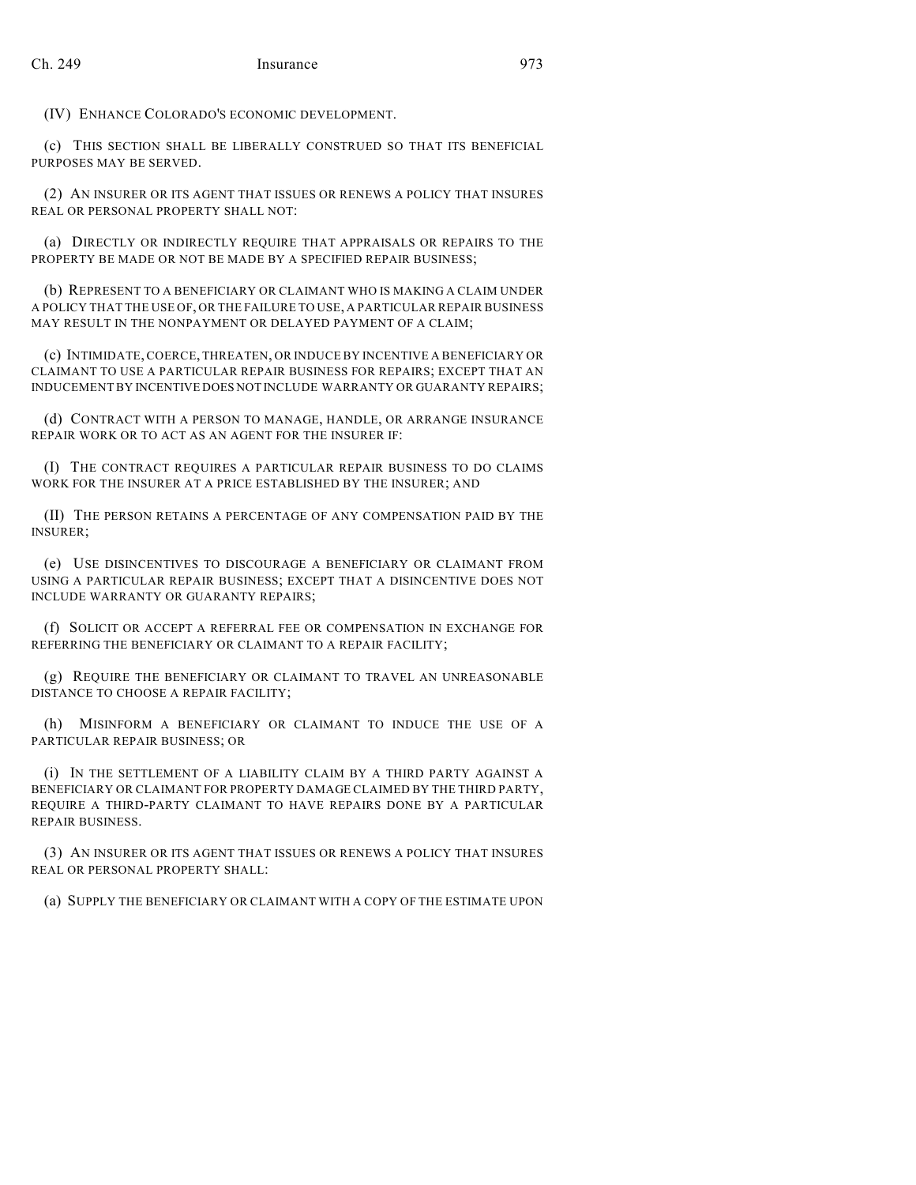(IV) ENHANCE COLORADO'S ECONOMIC DEVELOPMENT.

(c) THIS SECTION SHALL BE LIBERALLY CONSTRUED SO THAT ITS BENEFICIAL PURPOSES MAY BE SERVED.

(2) AN INSURER OR ITS AGENT THAT ISSUES OR RENEWS A POLICY THAT INSURES REAL OR PERSONAL PROPERTY SHALL NOT:

(a) DIRECTLY OR INDIRECTLY REQUIRE THAT APPRAISALS OR REPAIRS TO THE PROPERTY BE MADE OR NOT BE MADE BY A SPECIFIED REPAIR BUSINESS;

(b) REPRESENT TO A BENEFICIARY OR CLAIMANT WHO IS MAKING A CLAIM UNDER A POLICY THAT THE USE OF, OR THE FAILURE TO USE, A PARTICULAR REPAIR BUSINESS MAY RESULT IN THE NONPAYMENT OR DELAYED PAYMENT OF A CLAIM;

(c) INTIMIDATE, COERCE, THREATEN, OR INDUCE BY INCENTIVE A BENEFICIARY OR CLAIMANT TO USE A PARTICULAR REPAIR BUSINESS FOR REPAIRS; EXCEPT THAT AN INDUCEMENT BY INCENTIVE DOES NOT INCLUDE WARRANTY OR GUARANTY REPAIRS;

(d) CONTRACT WITH A PERSON TO MANAGE, HANDLE, OR ARRANGE INSURANCE REPAIR WORK OR TO ACT AS AN AGENT FOR THE INSURER IF:

(I) THE CONTRACT REQUIRES A PARTICULAR REPAIR BUSINESS TO DO CLAIMS WORK FOR THE INSURER AT A PRICE ESTABLISHED BY THE INSURER; AND

(II) THE PERSON RETAINS A PERCENTAGE OF ANY COMPENSATION PAID BY THE INSURER;

(e) USE DISINCENTIVES TO DISCOURAGE A BENEFICIARY OR CLAIMANT FROM USING A PARTICULAR REPAIR BUSINESS; EXCEPT THAT A DISINCENTIVE DOES NOT INCLUDE WARRANTY OR GUARANTY REPAIRS;

(f) SOLICIT OR ACCEPT A REFERRAL FEE OR COMPENSATION IN EXCHANGE FOR REFERRING THE BENEFICIARY OR CLAIMANT TO A REPAIR FACILITY;

(g) REQUIRE THE BENEFICIARY OR CLAIMANT TO TRAVEL AN UNREASONABLE DISTANCE TO CHOOSE A REPAIR FACILITY;

(h) MISINFORM A BENEFICIARY OR CLAIMANT TO INDUCE THE USE OF A PARTICULAR REPAIR BUSINESS; OR

(i) IN THE SETTLEMENT OF A LIABILITY CLAIM BY A THIRD PARTY AGAINST A BENEFICIARY OR CLAIMANT FOR PROPERTY DAMAGE CLAIMED BY THE THIRD PARTY, REQUIRE A THIRD-PARTY CLAIMANT TO HAVE REPAIRS DONE BY A PARTICULAR REPAIR BUSINESS.

(3) AN INSURER OR ITS AGENT THAT ISSUES OR RENEWS A POLICY THAT INSURES REAL OR PERSONAL PROPERTY SHALL:

(a) SUPPLY THE BENEFICIARY OR CLAIMANT WITH A COPY OF THE ESTIMATE UPON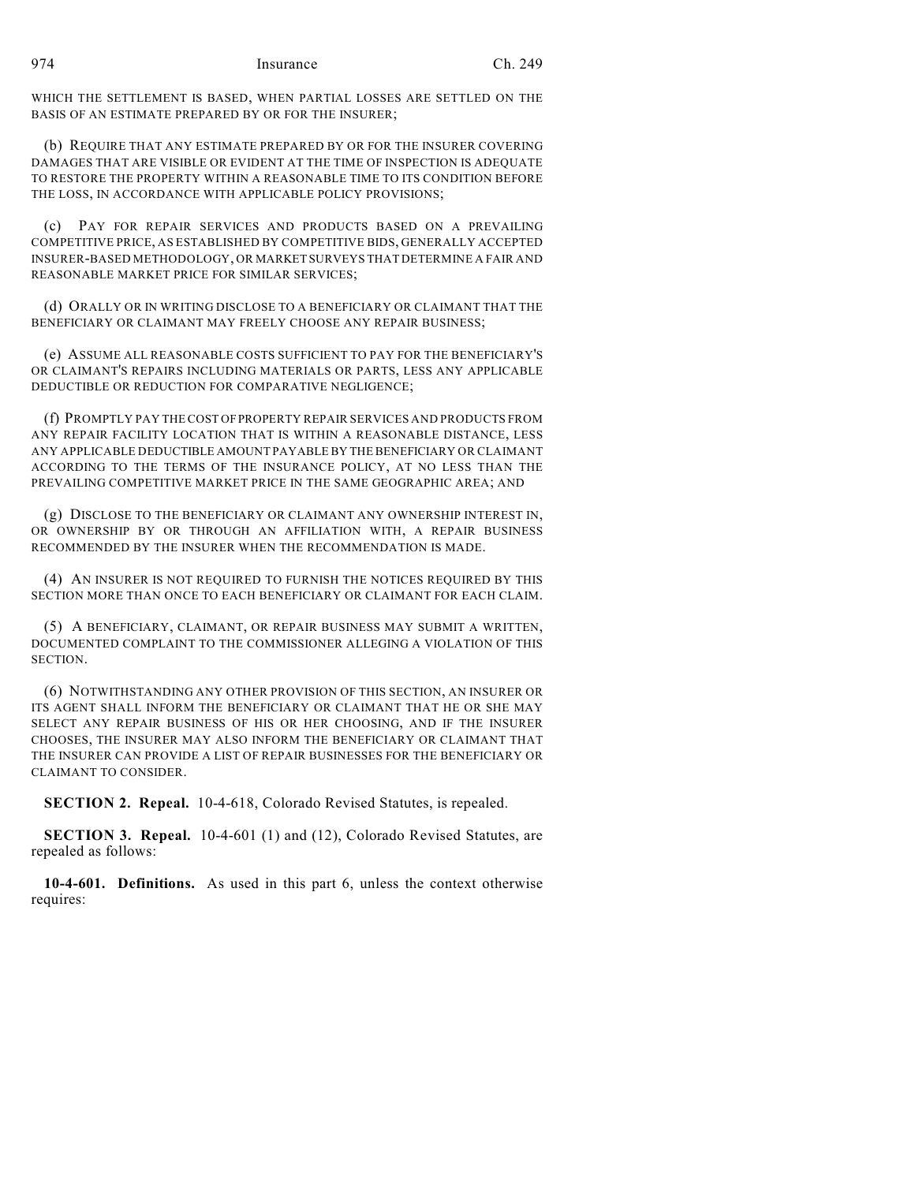WHICH THE SETTLEMENT IS BASED, WHEN PARTIAL LOSSES ARE SETTLED ON THE BASIS OF AN ESTIMATE PREPARED BY OR FOR THE INSURER;

(b) REQUIRE THAT ANY ESTIMATE PREPARED BY OR FOR THE INSURER COVERING DAMAGES THAT ARE VISIBLE OR EVIDENT AT THE TIME OF INSPECTION IS ADEQUATE TO RESTORE THE PROPERTY WITHIN A REASONABLE TIME TO ITS CONDITION BEFORE THE LOSS, IN ACCORDANCE WITH APPLICABLE POLICY PROVISIONS;

(c) PAY FOR REPAIR SERVICES AND PRODUCTS BASED ON A PREVAILING COMPETITIVE PRICE, AS ESTABLISHED BY COMPETITIVE BIDS, GENERALLY ACCEPTED INSURER-BASED METHODOLOGY, OR MARKET SURVEYS THAT DETERMINE A FAIR AND REASONABLE MARKET PRICE FOR SIMILAR SERVICES;

(d) ORALLY OR IN WRITING DISCLOSE TO A BENEFICIARY OR CLAIMANT THAT THE BENEFICIARY OR CLAIMANT MAY FREELY CHOOSE ANY REPAIR BUSINESS;

(e) ASSUME ALL REASONABLE COSTS SUFFICIENT TO PAY FOR THE BENEFICIARY'S OR CLAIMANT'S REPAIRS INCLUDING MATERIALS OR PARTS, LESS ANY APPLICABLE DEDUCTIBLE OR REDUCTION FOR COMPARATIVE NEGLIGENCE;

(f) PROMPTLY PAY THE COST OF PROPERTY REPAIR SERVICES AND PRODUCTS FROM ANY REPAIR FACILITY LOCATION THAT IS WITHIN A REASONABLE DISTANCE, LESS ANY APPLICABLE DEDUCTIBLE AMOUNT PAYABLE BY THE BENEFICIARY OR CLAIMANT ACCORDING TO THE TERMS OF THE INSURANCE POLICY, AT NO LESS THAN THE PREVAILING COMPETITIVE MARKET PRICE IN THE SAME GEOGRAPHIC AREA; AND

(g) DISCLOSE TO THE BENEFICIARY OR CLAIMANT ANY OWNERSHIP INTEREST IN, OR OWNERSHIP BY OR THROUGH AN AFFILIATION WITH, A REPAIR BUSINESS RECOMMENDED BY THE INSURER WHEN THE RECOMMENDATION IS MADE.

(4) AN INSURER IS NOT REQUIRED TO FURNISH THE NOTICES REQUIRED BY THIS SECTION MORE THAN ONCE TO EACH BENEFICIARY OR CLAIMANT FOR EACH CLAIM.

(5) A BENEFICIARY, CLAIMANT, OR REPAIR BUSINESS MAY SUBMIT A WRITTEN, DOCUMENTED COMPLAINT TO THE COMMISSIONER ALLEGING A VIOLATION OF THIS SECTION.

(6) NOTWITHSTANDING ANY OTHER PROVISION OF THIS SECTION, AN INSURER OR ITS AGENT SHALL INFORM THE BENEFICIARY OR CLAIMANT THAT HE OR SHE MAY SELECT ANY REPAIR BUSINESS OF HIS OR HER CHOOSING, AND IF THE INSURER CHOOSES, THE INSURER MAY ALSO INFORM THE BENEFICIARY OR CLAIMANT THAT THE INSURER CAN PROVIDE A LIST OF REPAIR BUSINESSES FOR THE BENEFICIARY OR CLAIMANT TO CONSIDER.

**SECTION 2. Repeal.** 10-4-618, Colorado Revised Statutes, is repealed.

**SECTION 3. Repeal.** 10-4-601 (1) and (12), Colorado Revised Statutes, are repealed as follows:

**10-4-601. Definitions.** As used in this part 6, unless the context otherwise requires: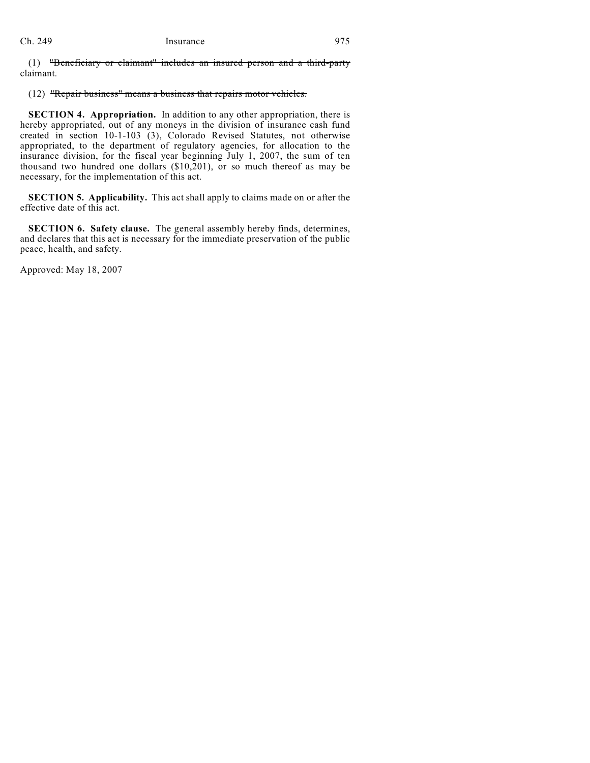(1) ~~"Beneficiary or claimant" includes an insured person and a third-party claimant.~~

(12) ~~"Repair business" means a business that repairs motor vehicles.~~

**SECTION 4. Appropriation.** In addition to any other appropriation, there is hereby appropriated, out of any moneys in the division of insurance cash fund created in section 10-1-103 (3), Colorado Revised Statutes, not otherwise appropriated, to the department of regulatory agencies, for allocation to the insurance division, for the fiscal year beginning July 1, 2007, the sum of ten thousand two hundred one dollars ($10,201), or so much thereof as may be necessary, for the implementation of this act.

**SECTION 5. Applicability.** This act shall apply to claims made on or after the effective date of this act.

**SECTION 6. Safety clause.** The general assembly hereby finds, determines, and declares that this act is necessary for the immediate preservation of the public peace, health, and safety.

Approved: May 18, 2007